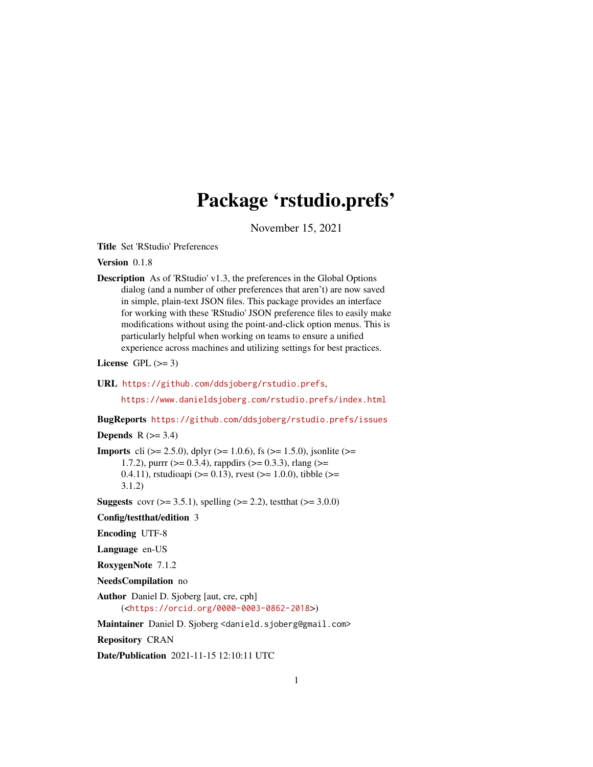# Package 'rstudio.prefs'

November 15, 2021

**Title** Set 'RStudio' Preferences

**Version** 0.1.8

**Description** As of 'RStudio' v1.3, the preferences in the Global Options dialog (and a number of other preferences that aren't) are now saved in simple, plain-text JSON files. This package provides an interface for working with these 'RStudio' JSON preference files to easily make modifications without using the point-and-click option menus. This is particularly helpful when working on teams to ensure a unified experience across machines and utilizing settings for best practices.

**License** GPL (>= 3)

**URL** https://github.com/ddsjoberg/rstudio.prefs, https://www.danieldsjoberg.com/rstudio.prefs/index.html

**BugReports** https://github.com/ddsjoberg/rstudio.prefs/issues

**Depends** R (>= 3.4)

**Imports** cli (>= 2.5.0), dplyr (>= 1.0.6), fs (>= 1.5.0), jsonlite (>= 1.7.2), purrr (>= 0.3.4), rappdirs (>= 0.3.3), rlang (>= 0.4.11), rstudioapi (>= 0.13), rvest (>= 1.0.0), tibble (>= 3.1.2)

**Suggests** covr (>= 3.5.1), spelling (>= 2.2), testthat (>= 3.0.0)

**Config/testthat/edition** 3

**Encoding** UTF-8

**Language** en-US

**RoxygenNote** 7.1.2

**NeedsCompilation** no

**Author** Daniel D. Sjoberg [aut, cre, cph] (<https://orcid.org/0000-0003-0862-2018>)

**Maintainer** Daniel D. Sjoberg <danield.sjoberg@gmail.com>

**Repository** CRAN

**Date/Publication** 2021-11-15 12:10:11 UTC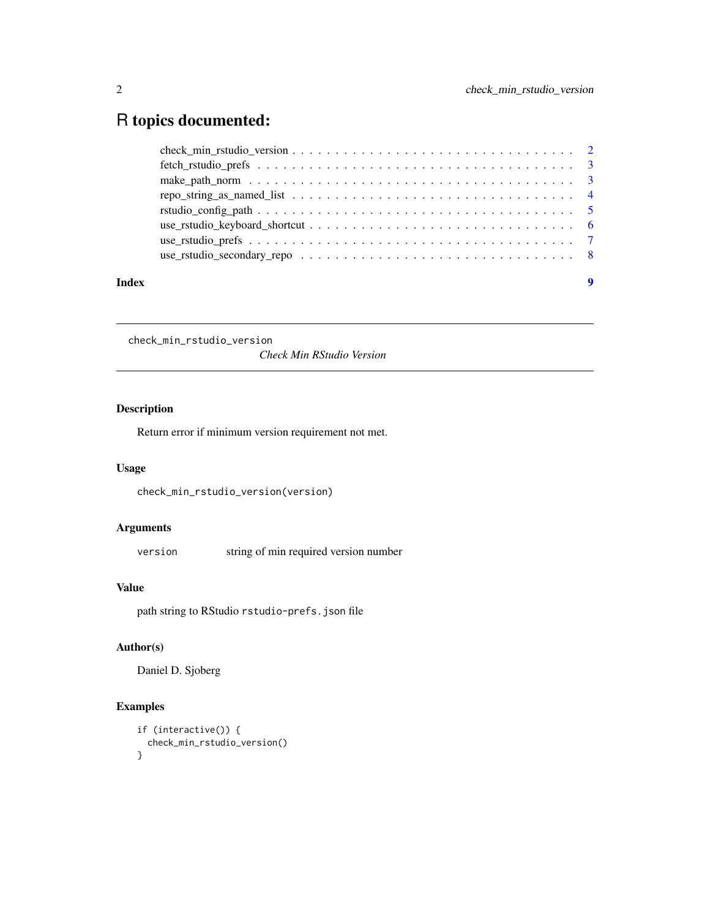# R topics documented:

check_min_rstudio_version . . . . . . . . . . . . . . . . . . . . . . . . . . . . . . . . . 2
fetch_rstudio_prefs . . . . . . . . . . . . . . . . . . . . . . . . . . . . . . . . . . . . 3
make_path_norm . . . . . . . . . . . . . . . . . . . . . . . . . . . . . . . . . . . . . 3
repo_string_as_named_list . . . . . . . . . . . . . . . . . . . . . . . . . . . . . . . . 4
rstudio_config_path . . . . . . . . . . . . . . . . . . . . . . . . . . . . . . . . . . . 5
use_rstudio_keyboard_shortcut . . . . . . . . . . . . . . . . . . . . . . . . . . . . . . 6
use_rstudio_prefs . . . . . . . . . . . . . . . . . . . . . . . . . . . . . . . . . . . . . 7
use_rstudio_secondary_repo . . . . . . . . . . . . . . . . . . . . . . . . . . . . . . . 8

**Index** **9**

---

`check_min_rstudio_version` *Check Min RStudio Version*

---

### Description

Return error if minimum version requirement not met.

### Usage

```
check_min_rstudio_version(version)
```

### Arguments

| | |
|---|---|
| `version` | string of min required version number |

### Value

path string to RStudio `rstudio-prefs.json` file

### Author(s)

Daniel D. Sjoberg

### Examples

```
if (interactive()) {
  check_min_rstudio_version()
}
```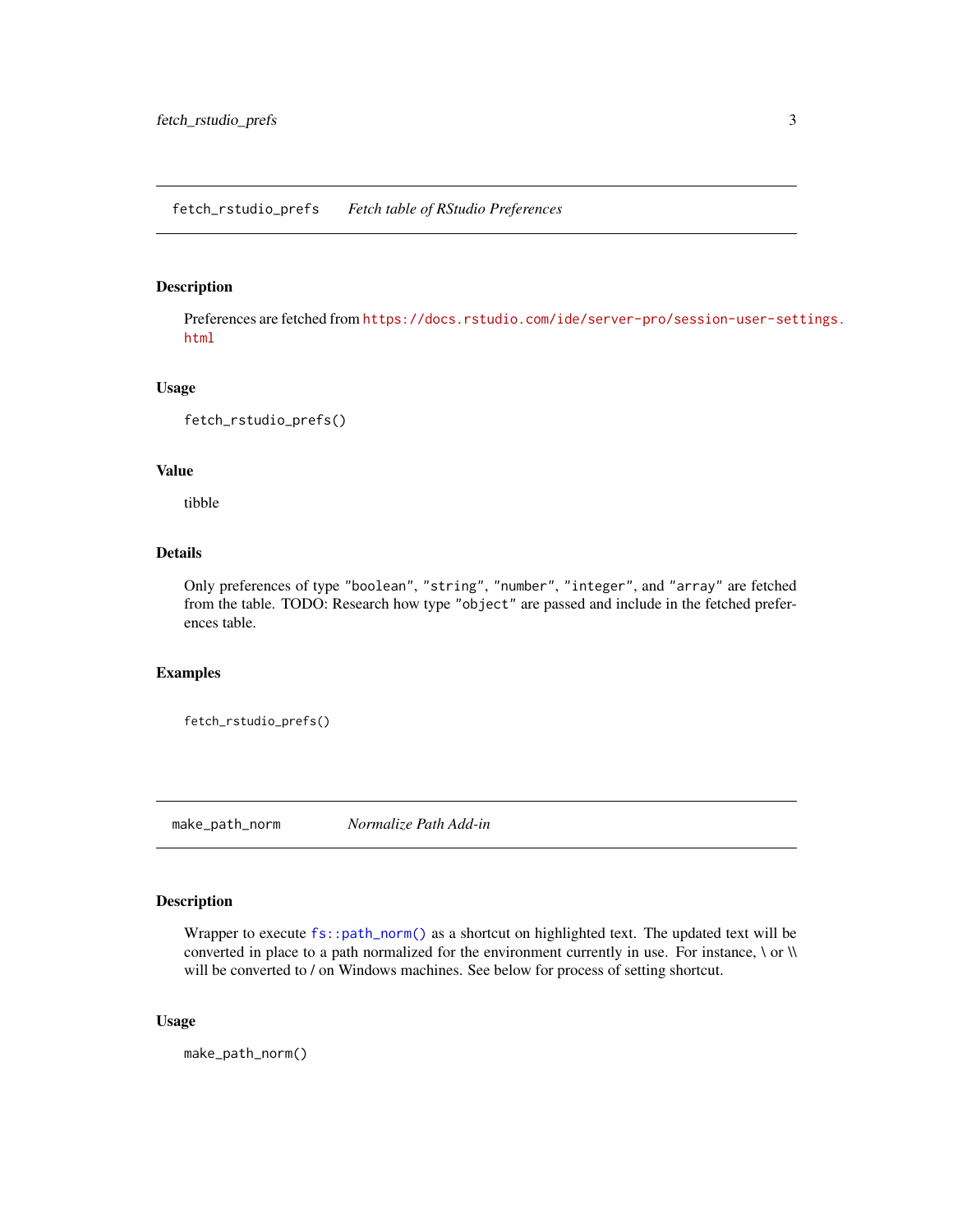## fetch_rstudio_prefs    *Fetch table of RStudio Preferences*

### Description

Preferences are fetched from https://docs.rstudio.com/ide/server-pro/session-user-settings.html

### Usage

```
fetch_rstudio_prefs()
```

### Value

tibble

### Details

Only preferences of type "boolean", "string", "number", "integer", and "array" are fetched from the table. TODO: Research how type "object" are passed and include in the fetched preferences table.

### Examples

```
fetch_rstudio_prefs()
```

## make_path_norm    *Normalize Path Add-in*

### Description

Wrapper to execute `fs::path_norm()` as a shortcut on highlighted text. The updated text will be converted in place to a path normalized for the environment currently in use. For instance, \ or \\ will be converted to / on Windows machines. See below for process of setting shortcut.

### Usage

```
make_path_norm()
```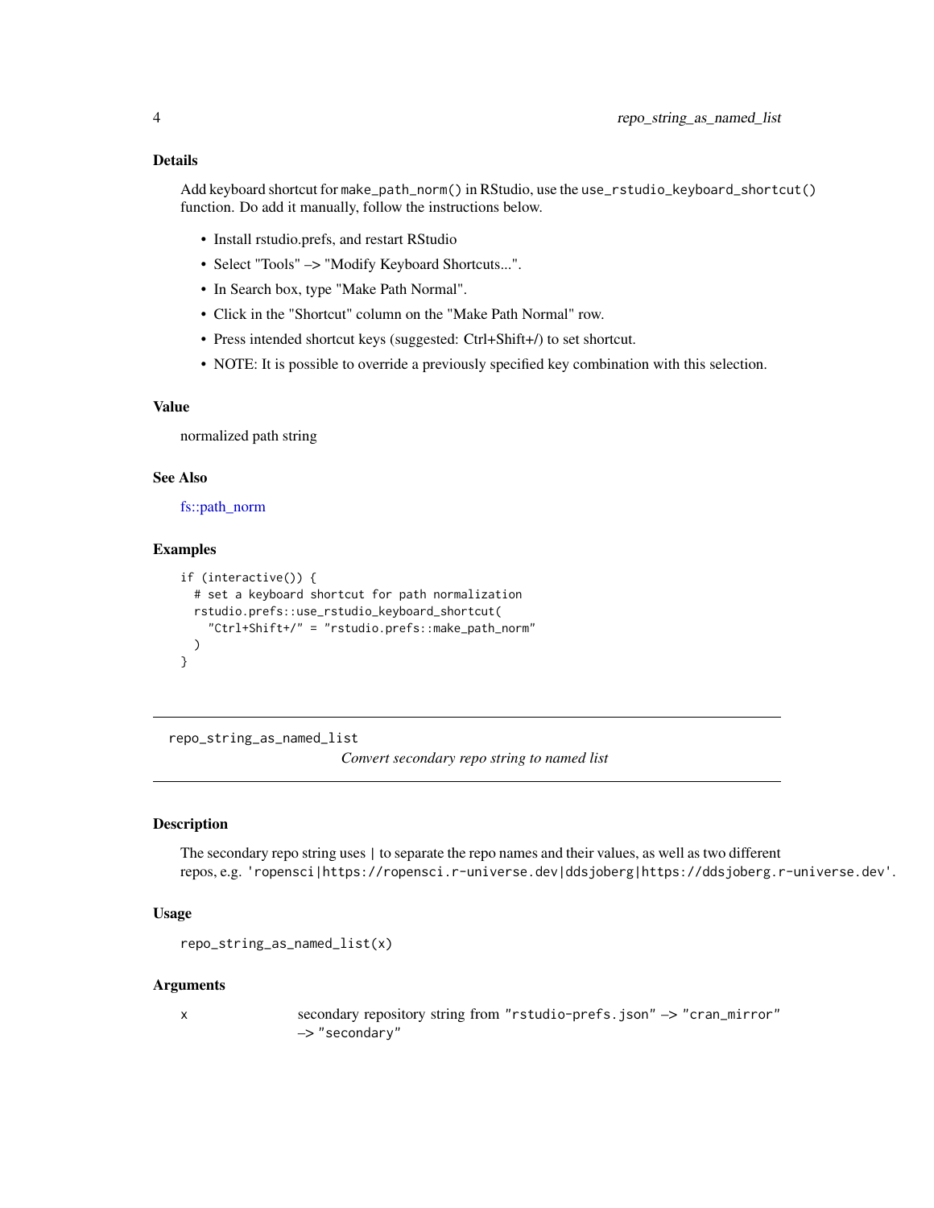### Details

Add keyboard shortcut for `make_path_norm()` in RStudio, use the `use_rstudio_keyboard_shortcut()` function. Do add it manually, follow the instructions below.

- Install rstudio.prefs, and restart RStudio
- Select "Tools" –> "Modify Keyboard Shortcuts...".
- In Search box, type "Make Path Normal".
- Click in the "Shortcut" column on the "Make Path Normal" row.
- Press intended shortcut keys (suggested: Ctrl+Shift+/) to set shortcut.
- NOTE: It is possible to override a previously specified key combination with this selection.

### Value

normalized path string

### See Also

fs::path_norm

### Examples

```
if (interactive()) {
  # set a keyboard shortcut for path normalization
  rstudio.prefs::use_rstudio_keyboard_shortcut(
    "Ctrl+Shift+/" = "rstudio.prefs::make_path_norm"
  )
}
```

---

## repo_string_as_named_list

*Convert secondary repo string to named list*

---

### Description

The secondary repo string uses | to separate the repo names and their values, as well as two different repos, e.g. `'ropensci|https://ropensci.r-universe.dev|ddsjoberg|https://ddsjoberg.r-universe.dev'`.

### Usage

```
repo_string_as_named_list(x)
```

### Arguments

| | |
|---|---|
| x | secondary repository string from `"rstudio-prefs.json"` –> `"cran_mirror"` –> `"secondary"` |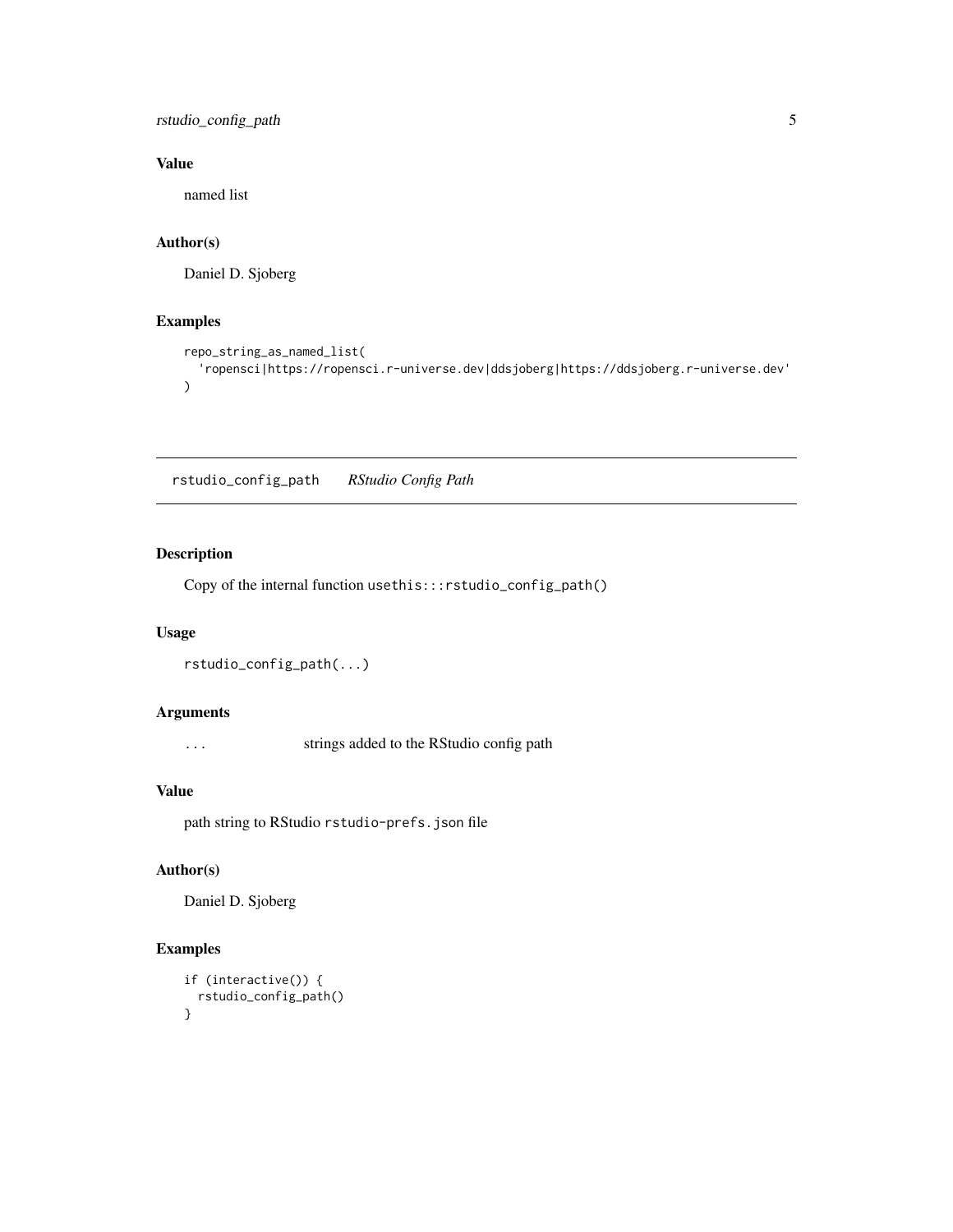### Value

named list

### Author(s)

Daniel D. Sjoberg

### Examples

```
repo_string_as_named_list(
  'ropensci|https://ropensci.r-universe.dev|ddsjoberg|https://ddsjoberg.r-universe.dev'
)
```

---

## rstudio_config_path    *RStudio Config Path*

---

### Description

Copy of the internal function `usethis:::rstudio_config_path()`

### Usage

```
rstudio_config_path(...)
```

### Arguments

| | |
|---|---|
| `...` | strings added to the RStudio config path |

### Value

path string to RStudio `rstudio-prefs.json` file

### Author(s)

Daniel D. Sjoberg

### Examples

```
if (interactive()) {
  rstudio_config_path()
}
```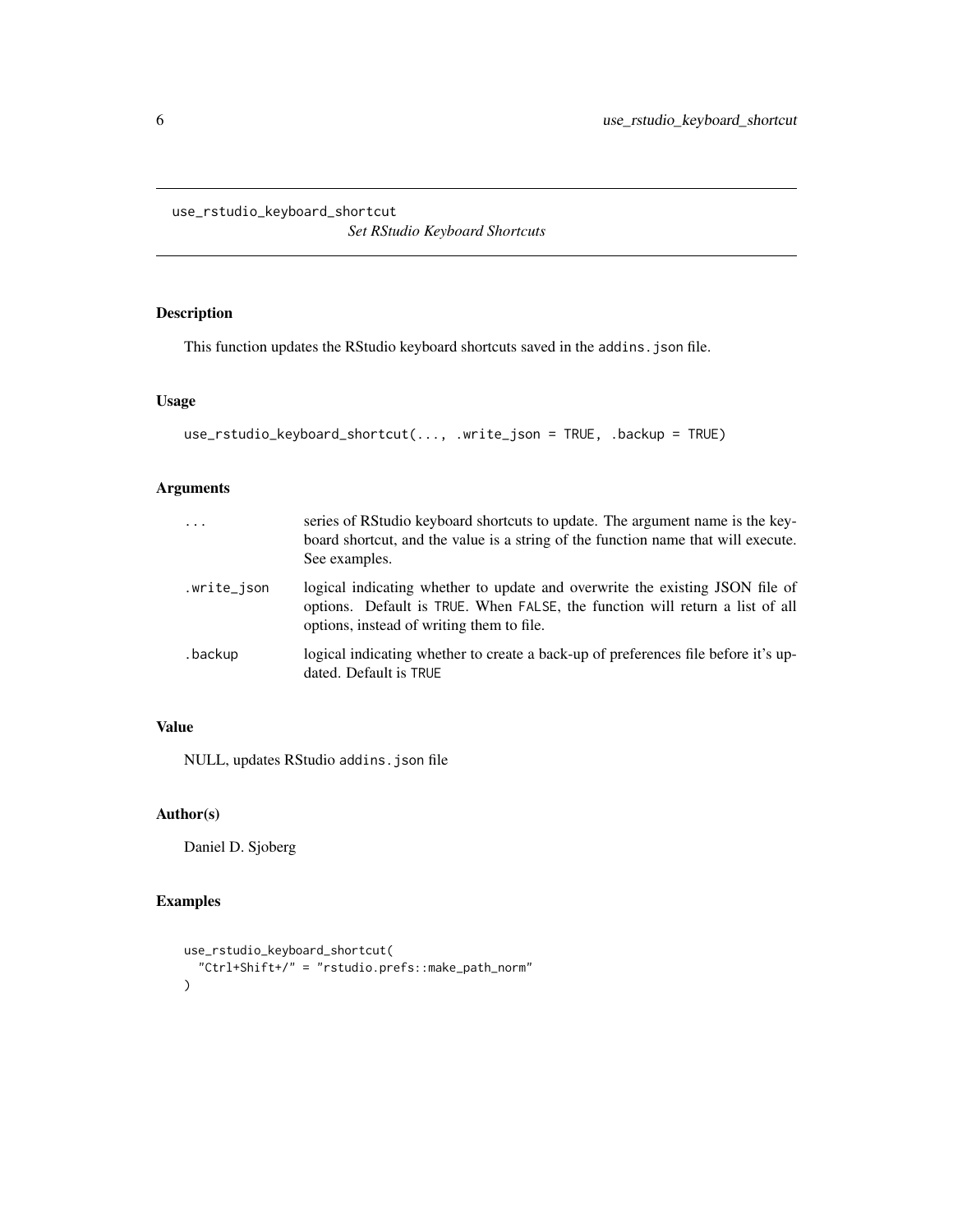`use_rstudio_keyboard_shortcut`

*Set RStudio Keyboard Shortcuts*

## Description

This function updates the RStudio keyboard shortcuts saved in the `addins.json` file.

## Usage

```
use_rstudio_keyboard_shortcut(..., .write_json = TRUE, .backup = TRUE)
```

## Arguments

| | |
|---|---|
| `...` | series of RStudio keyboard shortcuts to update. The argument name is the keyboard shortcut, and the value is a string of the function name that will execute. See examples. |
| `.write_json` | logical indicating whether to update and overwrite the existing JSON file of options. Default is `TRUE`. When `FALSE`, the function will return a list of all options, instead of writing them to file. |
| `.backup` | logical indicating whether to create a back-up of preferences file before it's updated. Default is `TRUE` |

## Value

NULL, updates RStudio `addins.json` file

## Author(s)

Daniel D. Sjoberg

## Examples

```
use_rstudio_keyboard_shortcut(
  "Ctrl+Shift+/" = "rstudio.prefs::make_path_norm"
)
```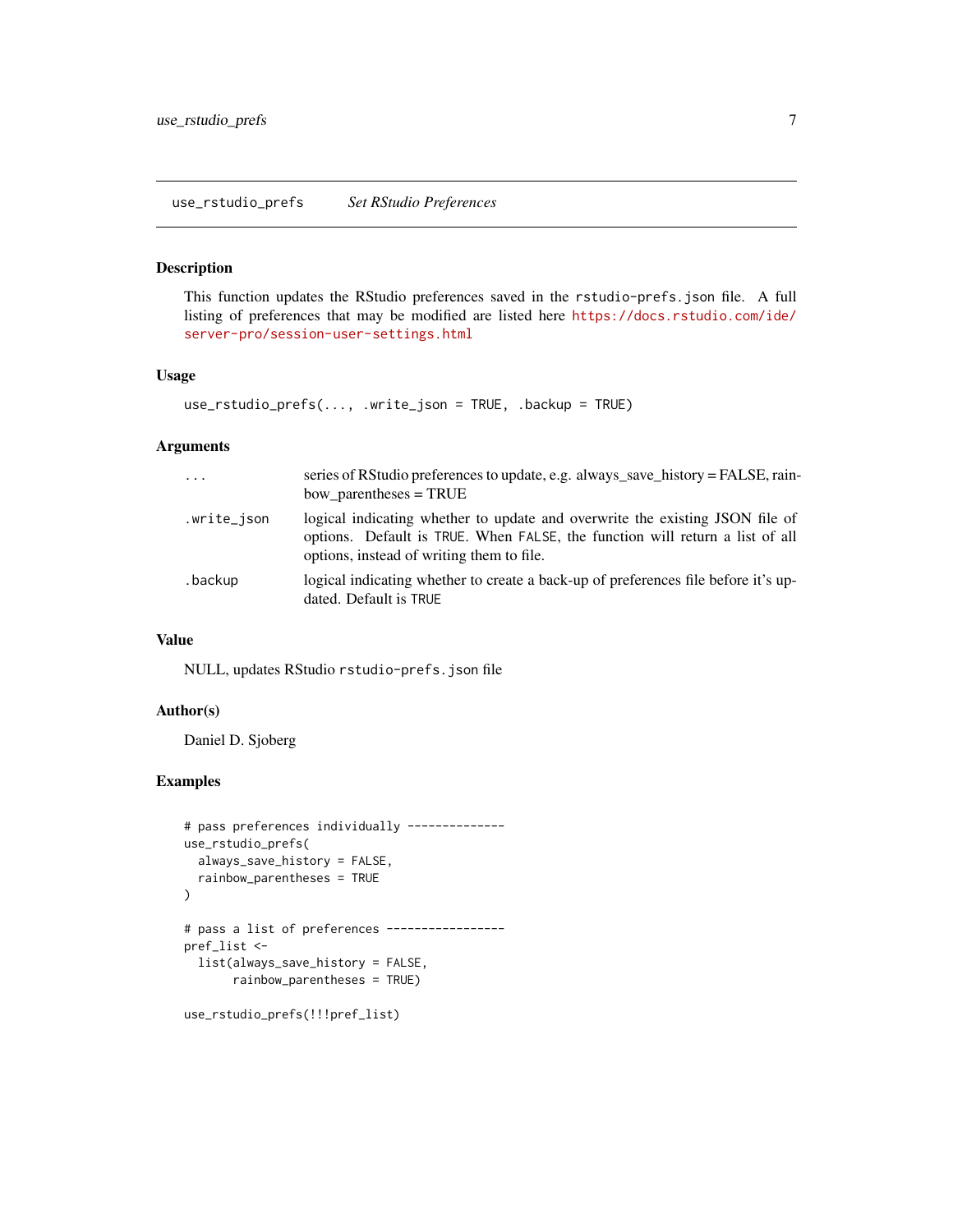## use_rstudio_prefs    *Set RStudio Preferences*

### Description

This function updates the RStudio preferences saved in the `rstudio-prefs.json` file. A full listing of preferences that may be modified are listed here https://docs.rstudio.com/ide/server-pro/session-user-settings.html

### Usage

```
use_rstudio_prefs(..., .write_json = TRUE, .backup = TRUE)
```

### Arguments

| | |
|---|---|
| `...` | series of RStudio preferences to update, e.g. always_save_history = FALSE, rainbow_parentheses = TRUE |
| `.write_json` | logical indicating whether to update and overwrite the existing JSON file of options. Default is `TRUE`. When `FALSE`, the function will return a list of all options, instead of writing them to file. |
| `.backup` | logical indicating whether to create a back-up of preferences file before it's updated. Default is `TRUE` |

### Value

NULL, updates RStudio `rstudio-prefs.json` file

### Author(s)

Daniel D. Sjoberg

### Examples

```
# pass preferences individually --------------
use_rstudio_prefs(
  always_save_history = FALSE,
  rainbow_parentheses = TRUE
)

# pass a list of preferences -----------------
pref_list <-
  list(always_save_history = FALSE,
       rainbow_parentheses = TRUE)

use_rstudio_prefs(!!!pref_list)
```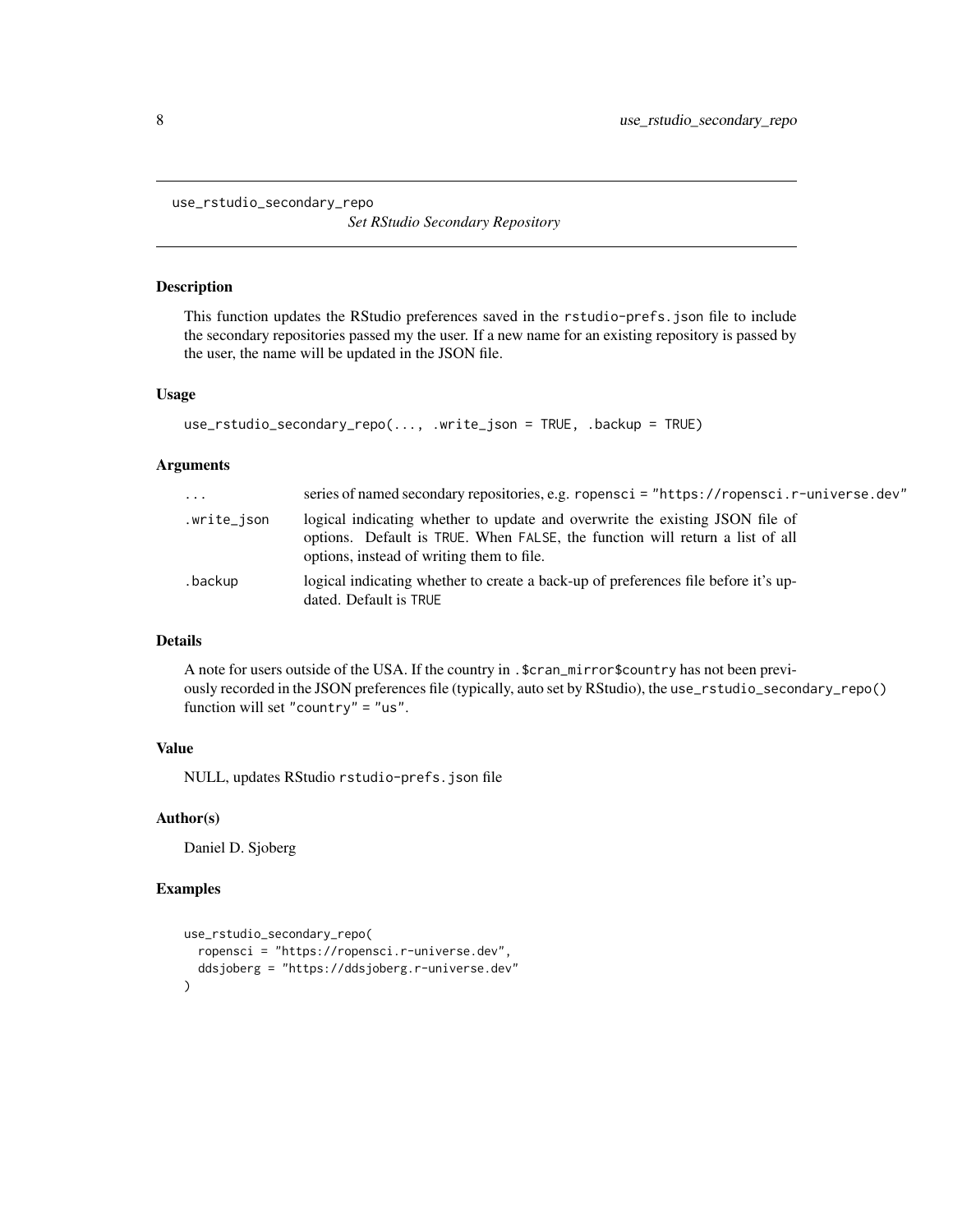# use_rstudio_secondary_repo

*Set RStudio Secondary Repository*

## Description

This function updates the RStudio preferences saved in the `rstudio-prefs.json` file to include the secondary repositories passed my the user. If a new name for an existing repository is passed by the user, the name will be updated in the JSON file.

## Usage

```
use_rstudio_secondary_repo(..., .write_json = TRUE, .backup = TRUE)
```

## Arguments

| | |
|---|---|
| `...` | series of named secondary repositories, e.g. `ropensci = "https://ropensci.r-universe.dev"` |
| `.write_json` | logical indicating whether to update and overwrite the existing JSON file of options. Default is `TRUE`. When `FALSE`, the function will return a list of all options, instead of writing them to file. |
| `.backup` | logical indicating whether to create a back-up of preferences file before it's updated. Default is `TRUE` |

## Details

A note for users outside of the USA. If the country in `.$cran_mirror$country` has not been previously recorded in the JSON preferences file (typically, auto set by RStudio), the `use_rstudio_secondary_repo()` function will set `"country" = "us"`.

## Value

NULL, updates RStudio `rstudio-prefs.json` file

## Author(s)

Daniel D. Sjoberg

## Examples

```
use_rstudio_secondary_repo(
  ropensci = "https://ropensci.r-universe.dev",
  ddsjoberg = "https://ddsjoberg.r-universe.dev"
)
```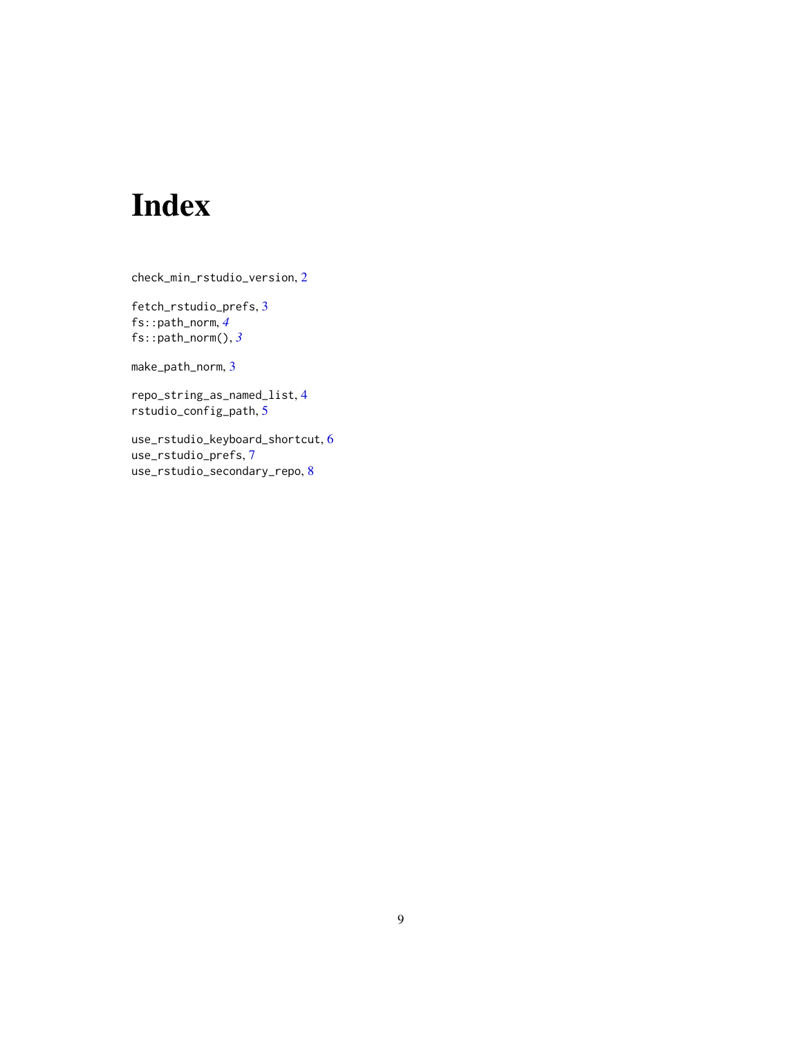# Index

check_min_rstudio_version, 2

fetch_rstudio_prefs, 3
fs::path_norm, *4*
fs::path_norm(), *3*

make_path_norm, 3

repo_string_as_named_list, 4
rstudio_config_path, 5

use_rstudio_keyboard_shortcut, 6
use_rstudio_prefs, 7
use_rstudio_secondary_repo, 8